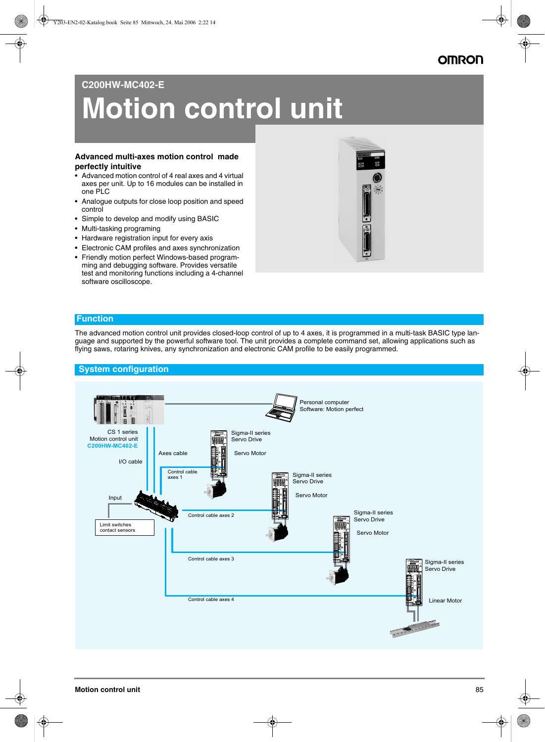# C200HW-MC402-E

# Motion control unit

**Advanced multi-axes motion control made perfectly intuitive**

- Advanced motion control of 4 real axes and 4 virtual axes per unit. Up to 16 modules can be installed in one PLC
- Analogue outputs for close loop position and speed control
- Simple to develop and modify using BASIC
- Multi-tasking programing
- Hardware registration input for every axis
- Electronic CAM profiles and axes synchronization
- Friendly motion perfect Windows-based programming and debugging software. Provides versatile test and monitoring functions including a 4-channel software oscilloscope.

## Function

The advanced motion control unit provides closed-loop control of up to 4 axes, it is programmed in a multi-task BASIC type language and supported by the powerful software tool. The unit provides a complete command set, allowing applications such as flying saws, rotaring knives, any synchronization and electronic CAM profile to be easily programmed.

## System configuration

CS 1 series
Motion control unit
C200HW-MC402-E

Personal computer
Software: Motion perfect

I/O cable

Axes cable

Input

Limit switches
contact sensors

Control cable axes 1

Control cable axes 2

Control cable axes 3

Control cable axes 4

Sigma-II series
Servo Drive

Servo Motor

Sigma-II series
Servo Drive

Servo Motor

Sigma-II series
Servo Drive

Servo Motor

Sigma-II series
Servo Drive

Linear Motor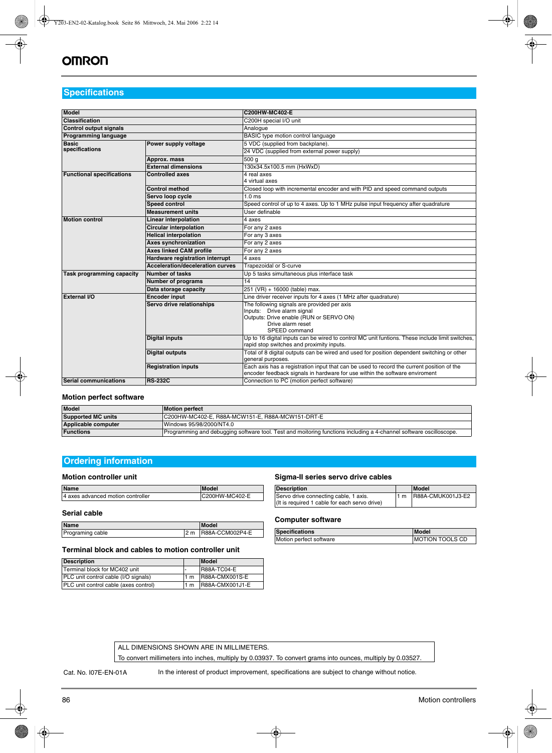## Specifications

| Model | | C200HW-MC402-E |
|---|---|---|
| Classification | | C200H special I/O unit |
| Control output signals | | Analogue |
| Programming language | | BASIC type motion control language |
| Basic specifications | Power supply voltage | 5 VDC (supplied from backplane). |
| | | 24 VDC (supplied from external power supply) |
| | Approx. mass | 500 g |
| | External dimensions | 130x34.5x100.5 mm (HxWxD) |
| Functional specifications | Controlled axes | 4 real axes<br>4 virtual axes |
| | Control method | Closed loop with incremental encoder and with PID and speed command outputs |
| | Servo loop cycle | 1.0 ms |
| | Speed control | Speed control of up to 4 axes. Up to 1 MHz pulse input frequency after quadrature |
| | Measurement units | User definable |
| Motion control | Linear interpolation | 4 axes |
| | Circular interpolation | For any 2 axes |
| | Helical interpolation | For any 3 axes |
| | Axes synchronization | For any 2 axes |
| | Axes linked CAM profile | For any 2 axes |
| | Hardware registration interrupt | 4 axes |
| | Acceleration/deceleration curves | Trapezoidal or S-curve |
| Task programming capacity | Number of tasks | Up 5 tasks simultaneous plus interface task |
| | Number of programs | 14 |
| | Data storage capacity | 251 (VR) + 16000 (table) max. |
| External I/O | Encoder input | Line driver receiver inputs for 4 axes (1 MHz after quadrature) |
| | Servo drive relationships | The following signals are provided per axis<br>Inputs: Drive alarm signal<br>Outputs: Drive enable (RUN or SERVO ON)<br>Drive alarm reset<br>SPEED command |
| | Digital inputs | Up to 16 digital inputs can be wired to control MC unit funtions. These include limit switches, rapid stop switches and proximity inputs. |
| | Digital outputs | Total of 8 digital outputs can be wired and used for position dependent switching or other general purposes. |
| | Registration inputs | Each axis has a registration input that can be used to record the current position of the encoder feedback signals in hardware for use within the software enviroment |
| Serial communications | RS-232C | Connection to PC (motion perfect software) |

### Motion perfect software

| Model | Motion perfect |
|---|---|
| Supported MC units | C200HW-MC402-E, R88A-MCW151-E, R88A-MCW151-DRT-E |
| Applicable computer | Windows 95/98/2000/NT4.0 |
| Functions | Programming and debugging software tool. Test and moitoring functions including a 4-channel software oscilloscope. |

## Ordering information

### Motion controller unit

| Name | Model |
|---|---|
| 4 axes advanced motion controller | C200HW-MC402-E |

### Serial cable

| Name | | Model |
|---|---|---|
| Programing cable | 2 m | R88A-CCM002P4-E |

### Terminal block and cables to motion controller unit

| Description | | Model |
|---|---|---|
| Terminal block for MC402 unit | - | R88A-TC04-E |
| PLC unit control cable (I/O signals) | 1 m | R88A-CMX001S-E |
| PLC unit control cable (axes control) | 1 m | R88A-CMX001J1-E |

### Sigma-II series servo drive cables

| Description | | Model |
|---|---|---|
| Servo drive connecting cable, 1 axis.<br>(It is required 1 cable for each servo drive) | 1 m | R88A-CMUK001J3-E2 |

### Computer software

| Specifications | Model |
|---|---|
| Motion perfect software | MOTION TOOLS CD |

ALL DIMENSIONS SHOWN ARE IN MILLIMETERS.
To convert millimeters into inches, multiply by 0.03937. To convert grams into ounces, multiply by 0.03527.

Cat. No. I07E-EN-01A

In the interest of product improvement, specifications are subject to change without notice.